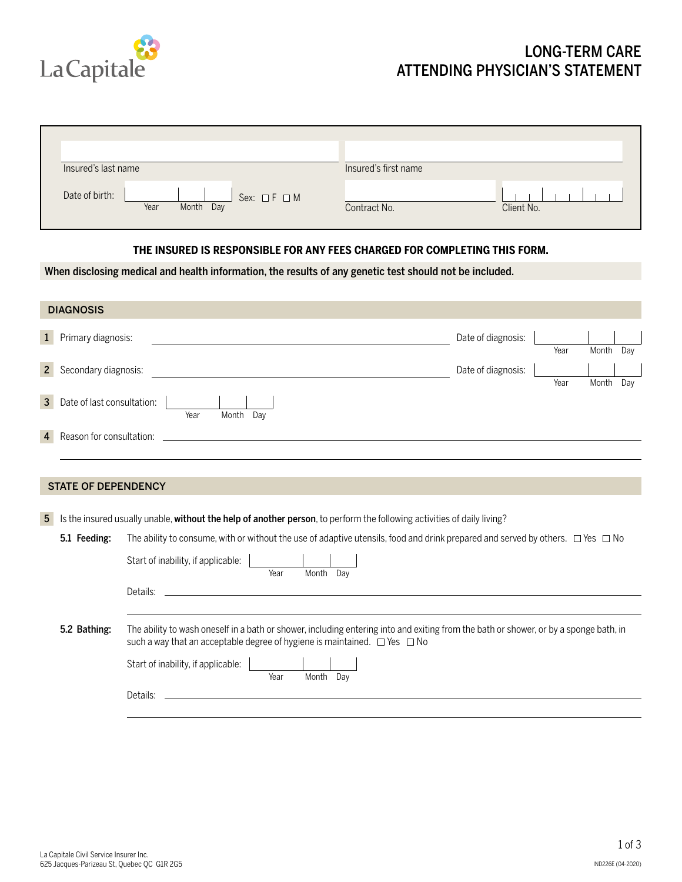La Capitale

# LONG-TERM CARE ATTENDING PHYSICIAN'S STATEMENT

Insured's last name: ____________________

Insured's first name: ____________________

Date of birth: ______ Year ______ Month ______ Day

Sex: ☐ F ☐ M

Contract No.: ____________________

Client No.: ____________________

**THE INSURED IS RESPONSIBLE FOR ANY FEES CHARGED FOR COMPLETING THIS FORM.**

**When disclosing medical and health information, the results of any genetic test should not be included.**

## DIAGNOSIS

**1** Primary diagnosis: ____________________ Date of diagnosis: ______ Year ______ Month ______ Day

**2** Secondary diagnosis: ____________________ Date of diagnosis: ______ Year ______ Month ______ Day

**3** Date of last consultation: ______ Year ______ Month ______ Day

**4** Reason for consultation: ____________________

## STATE OF DEPENDENCY

**5** Is the insured usually unable, **without the help of another person**, to perform the following activities of daily living?

**5.1 Feeding:** The ability to consume, with or without the use of adaptive utensils, food and drink prepared and served by others. ☐ Yes ☐ No

Start of inability, if applicable: ______ Year ______ Month ______ Day

Details: ____________________

**5.2 Bathing:** The ability to wash oneself in a bath or shower, including entering into and exiting from the bath or shower, or by a sponge bath, in such a way that an acceptable degree of hygiene is maintained. ☐ Yes ☐ No

Start of inability, if applicable: ______ Year ______ Month ______ Day

Details: ____________________

La Capitale Civil Service Insurer Inc.
625 Jacques-Parizeau St, Quebec QC G1R 2G5

IND226E (04-2020)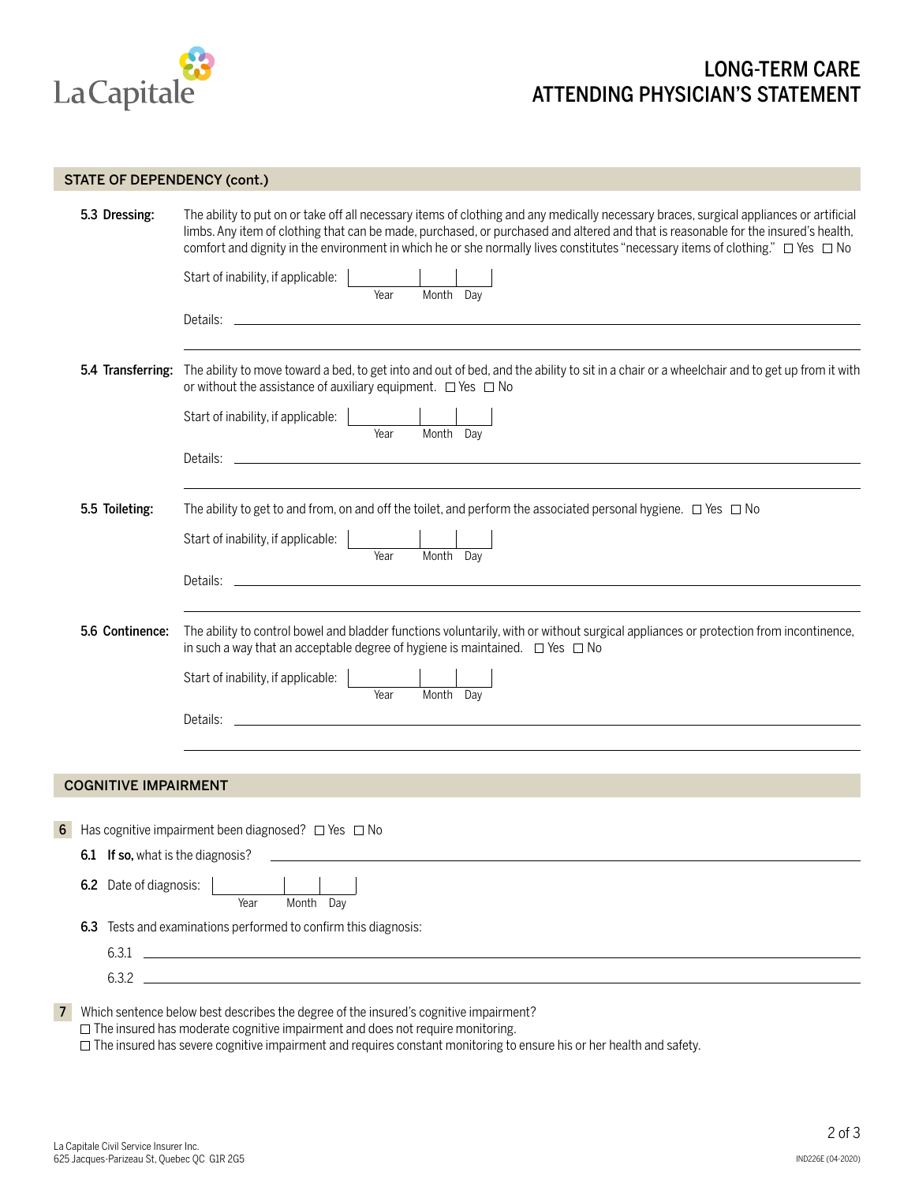# LONG-TERM CARE ATTENDING PHYSICIAN'S STATEMENT

## STATE OF DEPENDENCY (cont.)

**5.3 Dressing:** The ability to put on or take off all necessary items of clothing and any medically necessary braces, surgical appliances or artificial limbs. Any item of clothing that can be made, purchased, or purchased and altered and that is reasonable for the insured's health, comfort and dignity in the environment in which he or she normally lives constitutes "necessary items of clothing." ☐ Yes ☐ No

Start of inability, if applicable: ______ Year ____ Month ____ Day

Details: ______________________________________________

______________________________________________

**5.4 Transferring:** The ability to move toward a bed, to get into and out of bed, and the ability to sit in a chair or a wheelchair and to get up from it with or without the assistance of auxiliary equipment. ☐ Yes ☐ No

Start of inability, if applicable: ______ Year ____ Month ____ Day

Details: ______________________________________________

______________________________________________

**5.5 Toileting:** The ability to get to and from, on and off the toilet, and perform the associated personal hygiene. ☐ Yes ☐ No

Start of inability, if applicable: ______ Year ____ Month ____ Day

Details: ______________________________________________

______________________________________________

**5.6 Continence:** The ability to control bowel and bladder functions voluntarily, with or without surgical appliances or protection from incontinence, in such a way that an acceptable degree of hygiene is maintained. ☐ Yes ☐ No

Start of inability, if applicable: ______ Year ____ Month ____ Day

Details: ______________________________________________

______________________________________________

## COGNITIVE IMPAIRMENT

**6** Has cognitive impairment been diagnosed? ☐ Yes ☐ No

**6.1** **If so,** what is the diagnosis? ______________________________________________

**6.2** Date of diagnosis: ______ Year ____ Month ____ Day

**6.3** Tests and examinations performed to confirm this diagnosis:

6.3.1 ______________________________________________

6.3.2 ______________________________________________

**7** Which sentence below best describes the degree of the insured's cognitive impairment?

☐ The insured has moderate cognitive impairment and does not require monitoring.

☐ The insured has severe cognitive impairment and requires constant monitoring to ensure his or her health and safety.

La Capitale Civil Service Insurer Inc.
625 Jacques-Parizeau St, Quebec QC G1R 2G5

IND226E (04-2020)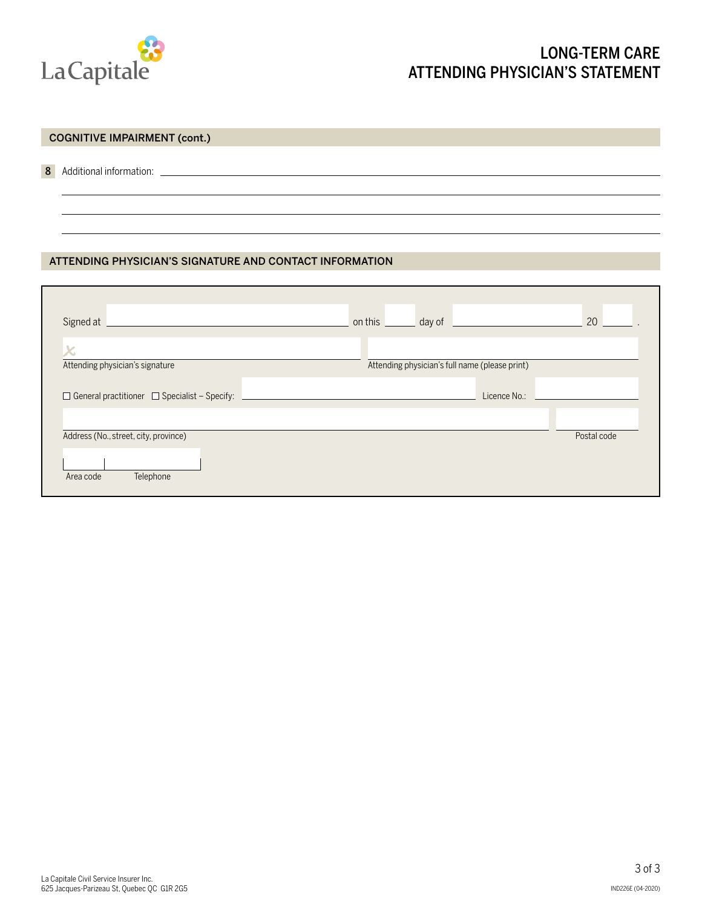# LONG-TERM CARE ATTENDING PHYSICIAN'S STATEMENT

## COGNITIVE IMPAIRMENT (cont.)

**8** Additional information: ____________________________________________

________________________________________________________________

________________________________________________________________

________________________________________________________________

## ATTENDING PHYSICIAN'S SIGNATURE AND CONTACT INFORMATION

Signed at ______________________ on this ______ day of ______________________ 20 ______ .

X ______________________ ______________________

Attending physician's signature — Attending physician's full name (please print)

☐ General practitioner ☐ Specialist – Specify: ______________________ Licence No.: ______________

______________________________________________ ______________

Address (No., street, city, province) — Postal code

______ ______________

Area code — Telephone

La Capitale Civil Service Insurer Inc.
625 Jacques-Parizeau St, Quebec QC G1R 2G5

IND226E (04-2020)